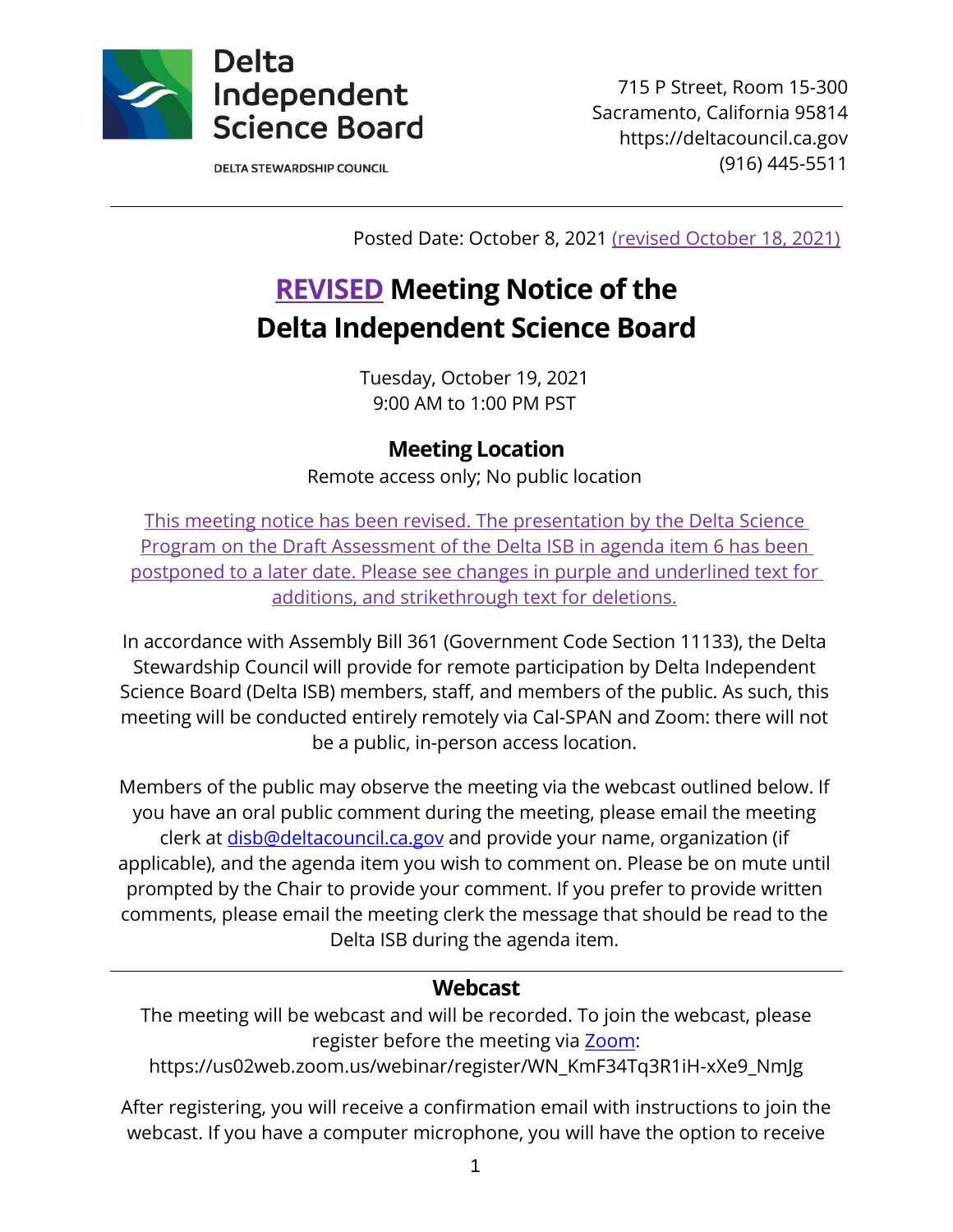Delta Independent Science Board

DELTA STEWARDSHIP COUNCIL

715 P Street, Room 15-300
Sacramento, California 95814
https://deltacouncil.ca.gov
(916) 445-5511

Posted Date: October 8, 2021 (revised October 18, 2021)

# REVISED Meeting Notice of the Delta Independent Science Board

Tuesday, October 19, 2021
9:00 AM to 1:00 PM PST

## Meeting Location

Remote access only; No public location

This meeting notice has been revised. The presentation by the Delta Science Program on the Draft Assessment of the Delta ISB in agenda item 6 has been postponed to a later date. Please see changes in purple and underlined text for additions, and strikethrough text for deletions.

In accordance with Assembly Bill 361 (Government Code Section 11133), the Delta Stewardship Council will provide for remote participation by Delta Independent Science Board (Delta ISB) members, staff, and members of the public. As such, this meeting will be conducted entirely remotely via Cal-SPAN and Zoom: there will not be a public, in-person access location.

Members of the public may observe the meeting via the webcast outlined below. If you have an oral public comment during the meeting, please email the meeting clerk at disb@deltacouncil.ca.gov and provide your name, organization (if applicable), and the agenda item you wish to comment on. Please be on mute until prompted by the Chair to provide your comment. If you prefer to provide written comments, please email the meeting clerk the message that should be read to the Delta ISB during the agenda item.

## Webcast

The meeting will be webcast and will be recorded. To join the webcast, please register before the meeting via Zoom:
https://us02web.zoom.us/webinar/register/WN_KmF34Tq3R1iH-xXe9_NmJg

After registering, you will receive a confirmation email with instructions to join the webcast. If you have a computer microphone, you will have the option to receive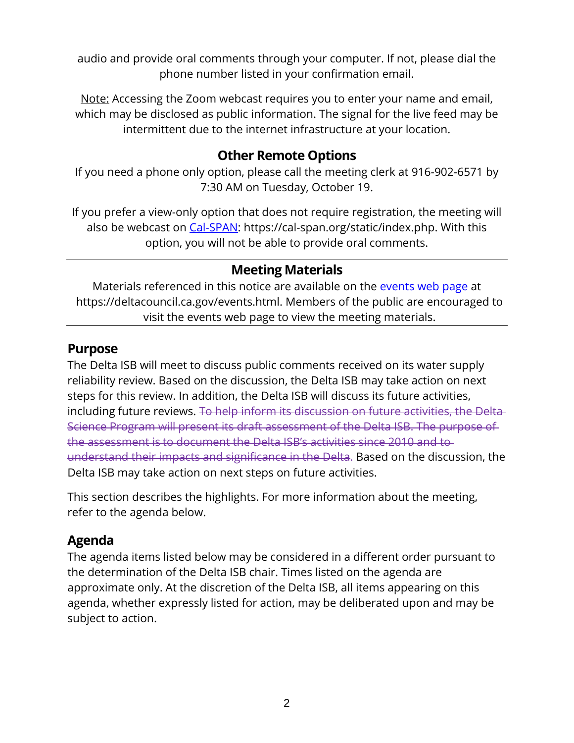audio and provide oral comments through your computer. If not, please dial the phone number listed in your confirmation email.

Note: Accessing the Zoom webcast requires you to enter your name and email, which may be disclosed as public information. The signal for the live feed may be intermittent due to the internet infrastructure at your location.

### Other Remote Options

If you need a phone only option, please call the meeting clerk at 916-902-6571 by 7:30 AM on Tuesday, October 19.

If you prefer a view-only option that does not require registration, the meeting will also be webcast on [Cal-SPAN](https://cal-span.org/static/index.php): https://cal-span.org/static/index.php. With this option, you will not be able to provide oral comments.

---

### Meeting Materials

Materials referenced in this notice are available on the [events web page](https://deltacouncil.ca.gov/events.html) at https://deltacouncil.ca.gov/events.html. Members of the public are encouraged to visit the events web page to view the meeting materials.

---

## Purpose

The Delta ISB will meet to discuss public comments received on its water supply reliability review. Based on the discussion, the Delta ISB may take action on next steps for this review. In addition, the Delta ISB will discuss its future activities, including future reviews. ~~To help inform its discussion on future activities, the Delta Science Program will present its draft assessment of the Delta ISB. The purpose of the assessment is to document the Delta ISB's activities since 2010 and to understand their impacts and significance in the Delta.~~ Based on the discussion, the Delta ISB may take action on next steps on future activities.

This section describes the highlights. For more information about the meeting, refer to the agenda below.

## Agenda

The agenda items listed below may be considered in a different order pursuant to the determination of the Delta ISB chair. Times listed on the agenda are approximate only. At the discretion of the Delta ISB, all items appearing on this agenda, whether expressly listed for action, may be deliberated upon and may be subject to action.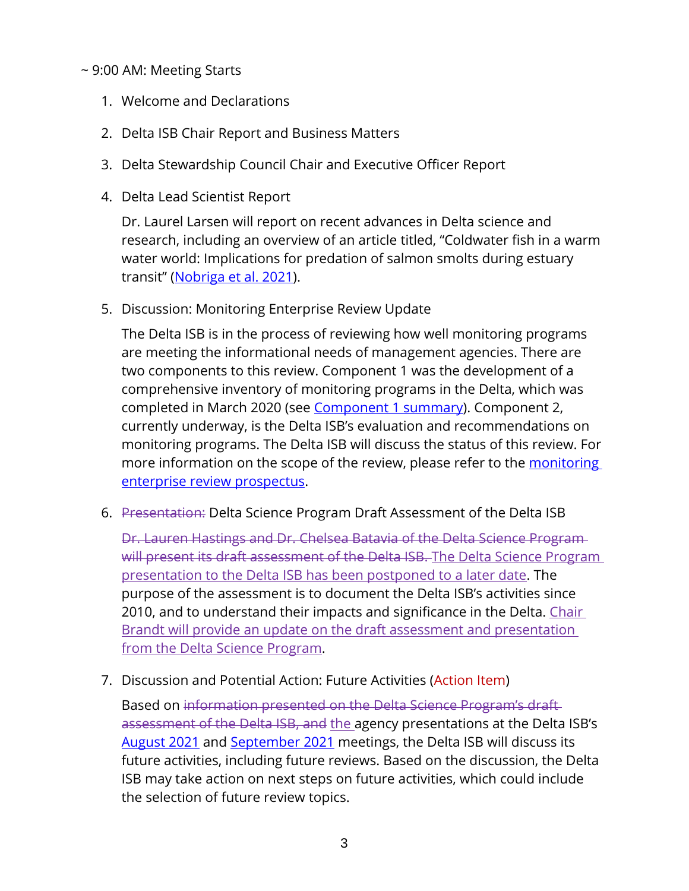~ 9:00 AM: Meeting Starts

1. Welcome and Declarations

2. Delta ISB Chair Report and Business Matters

3. Delta Stewardship Council Chair and Executive Officer Report

4. Delta Lead Scientist Report

   Dr. Laurel Larsen will report on recent advances in Delta science and research, including an overview of an article titled, "Coldwater fish in a warm water world: Implications for predation of salmon smolts during estuary transit" (Nobriga et al. 2021).

5. Discussion: Monitoring Enterprise Review Update

   The Delta ISB is in the process of reviewing how well monitoring programs are meeting the informational needs of management agencies. There are two components to this review. Component 1 was the development of a comprehensive inventory of monitoring programs in the Delta, which was completed in March 2020 (see Component 1 summary). Component 2, currently underway, is the Delta ISB's evaluation and recommendations on monitoring programs. The Delta ISB will discuss the status of this review. For more information on the scope of the review, please refer to the monitoring enterprise review prospectus.

6. ~~Presentation:~~ Delta Science Program Draft Assessment of the Delta ISB

   ~~Dr. Lauren Hastings and Dr. Chelsea Batavia of the Delta Science Program will present its draft assessment of the Delta ISB.~~ The Delta Science Program presentation to the Delta ISB has been postponed to a later date. The purpose of the assessment is to document the Delta ISB's activities since 2010, and to understand their impacts and significance in the Delta. Chair Brandt will provide an update on the draft assessment and presentation from the Delta Science Program.

7. Discussion and Potential Action: Future Activities (Action Item)

   Based on ~~information presented on the Delta Science Program's draft assessment of the Delta ISB, and~~ the agency presentations at the Delta ISB's August 2021 and September 2021 meetings, the Delta ISB will discuss its future activities, including future reviews. Based on the discussion, the Delta ISB may take action on next steps on future activities, which could include the selection of future review topics.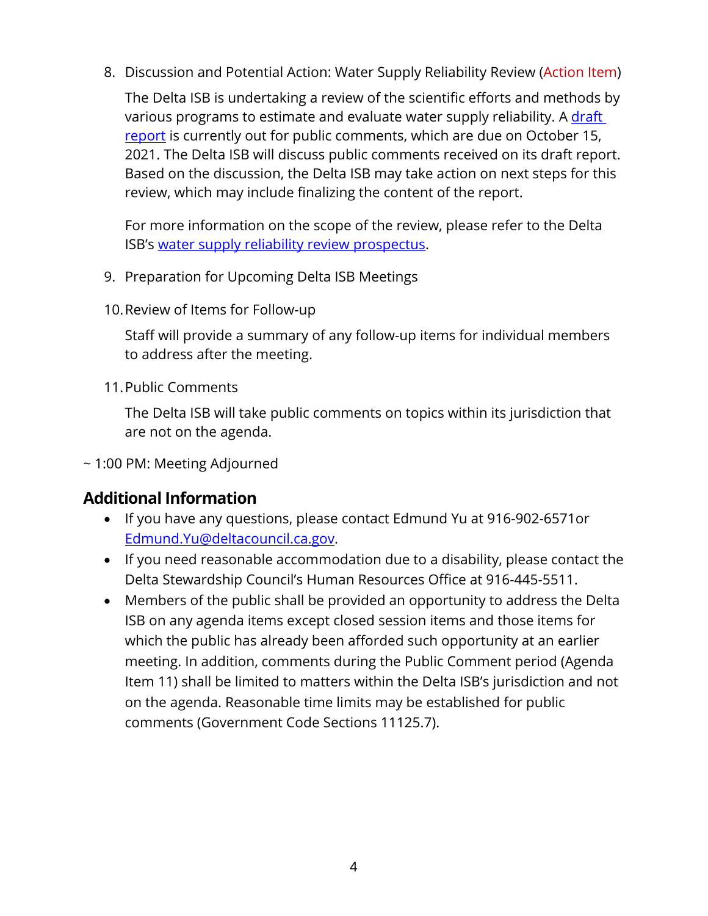8. Discussion and Potential Action: Water Supply Reliability Review (Action Item)

   The Delta ISB is undertaking a review of the scientific efforts and methods by various programs to estimate and evaluate water supply reliability. A [draft report]() is currently out for public comments, which are due on October 15, 2021. The Delta ISB will discuss public comments received on its draft report. Based on the discussion, the Delta ISB may take action on next steps for this review, which may include finalizing the content of the report.

   For more information on the scope of the review, please refer to the Delta ISB's [water supply reliability review prospectus]().

9. Preparation for Upcoming Delta ISB Meetings

10. Review of Items for Follow-up

    Staff will provide a summary of any follow-up items for individual members to address after the meeting.

11. Public Comments

    The Delta ISB will take public comments on topics within its jurisdiction that are not on the agenda.

~ 1:00 PM: Meeting Adjourned

## Additional Information

- If you have any questions, please contact Edmund Yu at 916-902-6571or [Edmund.Yu@deltacouncil.ca.gov](mailto:Edmund.Yu@deltacouncil.ca.gov).
- If you need reasonable accommodation due to a disability, please contact the Delta Stewardship Council's Human Resources Office at 916-445-5511.
- Members of the public shall be provided an opportunity to address the Delta ISB on any agenda items except closed session items and those items for which the public has already been afforded such opportunity at an earlier meeting. In addition, comments during the Public Comment period (Agenda Item 11) shall be limited to matters within the Delta ISB's jurisdiction and not on the agenda. Reasonable time limits may be established for public comments (Government Code Sections 11125.7).